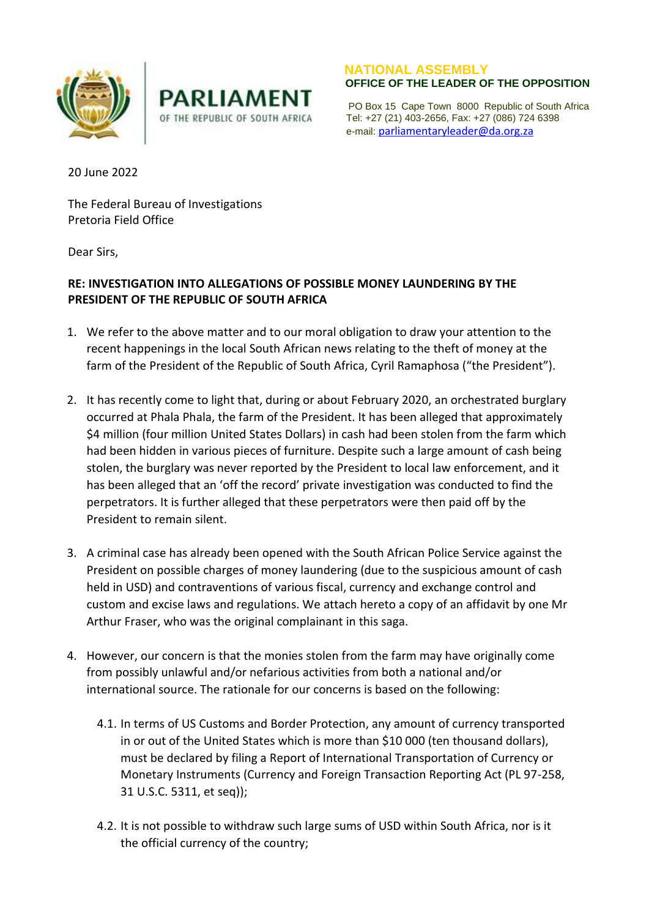PARLIAMENT

OF THE REPUBLIC OF SOUTH AFRICA

NATIONAL ASSEMBLY

**OFFICE OF THE LEADER OF THE OPPOSITION**

PO Box 15 Cape Town 8000 Republic of South Africa
Tel: +27 (21) 403-2656, Fax: +27 (086) 724 6398
e-mail: parliamentaryleader@da.org.za

20 June 2022

The Federal Bureau of Investigations
Pretoria Field Office

Dear Sirs,

**RE: INVESTIGATION INTO ALLEGATIONS OF POSSIBLE MONEY LAUNDERING BY THE PRESIDENT OF THE REPUBLIC OF SOUTH AFRICA**

1. We refer to the above matter and to our moral obligation to draw your attention to the recent happenings in the local South African news relating to the theft of money at the farm of the President of the Republic of South Africa, Cyril Ramaphosa ("the President").

2. It has recently come to light that, during or about February 2020, an orchestrated burglary occurred at Phala Phala, the farm of the President. It has been alleged that approximately $4 million (four million United States Dollars) in cash had been stolen from the farm which had been hidden in various pieces of furniture. Despite such a large amount of cash being stolen, the burglary was never reported by the President to local law enforcement, and it has been alleged that an 'off the record' private investigation was conducted to find the perpetrators. It is further alleged that these perpetrators were then paid off by the President to remain silent.

3. A criminal case has already been opened with the South African Police Service against the President on possible charges of money laundering (due to the suspicious amount of cash held in USD) and contraventions of various fiscal, currency and exchange control and custom and excise laws and regulations. We attach hereto a copy of an affidavit by one Mr Arthur Fraser, who was the original complainant in this saga.

4. However, our concern is that the monies stolen from the farm may have originally come from possibly unlawful and/or nefarious activities from both a national and/or international source. The rationale for our concerns is based on the following:

    4.1. In terms of US Customs and Border Protection, any amount of currency transported in or out of the United States which is more than $10 000 (ten thousand dollars), must be declared by filing a Report of International Transportation of Currency or Monetary Instruments (Currency and Foreign Transaction Reporting Act (PL 97-258, 31 U.S.C. 5311, et seq));

    4.2. It is not possible to withdraw such large sums of USD within South Africa, nor is it the official currency of the country;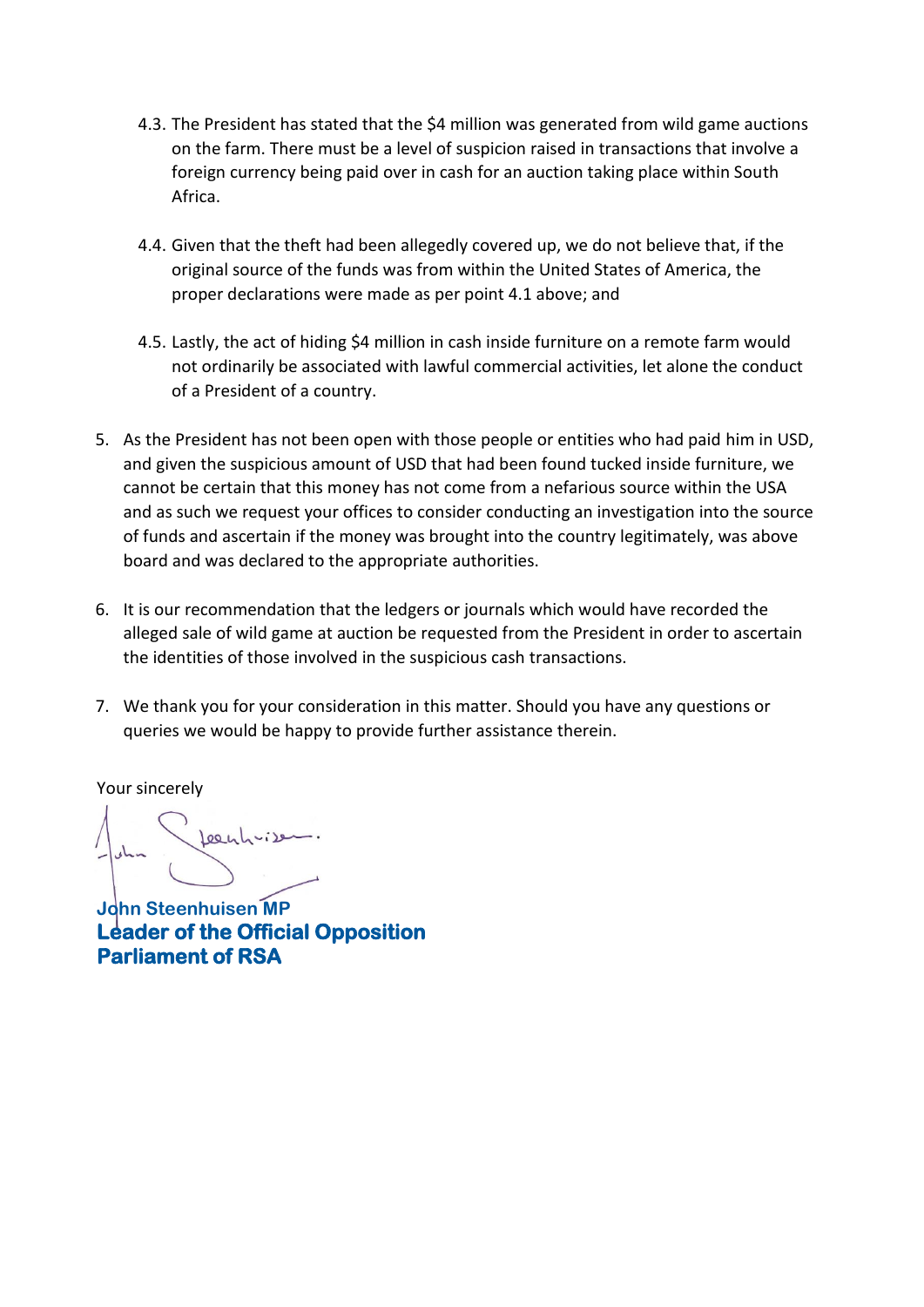4.3. The President has stated that the $4 million was generated from wild game auctions on the farm. There must be a level of suspicion raised in transactions that involve a foreign currency being paid over in cash for an auction taking place within South Africa.

4.4. Given that the theft had been allegedly covered up, we do not believe that, if the original source of the funds was from within the United States of America, the proper declarations were made as per point 4.1 above; and

4.5. Lastly, the act of hiding $4 million in cash inside furniture on a remote farm would not ordinarily be associated with lawful commercial activities, let alone the conduct of a President of a country.

5. As the President has not been open with those people or entities who had paid him in USD, and given the suspicious amount of USD that had been found tucked inside furniture, we cannot be certain that this money has not come from a nefarious source within the USA and as such we request your offices to consider conducting an investigation into the source of funds and ascertain if the money was brought into the country legitimately, was above board and was declared to the appropriate authorities.

6. It is our recommendation that the ledgers or journals which would have recorded the alleged sale of wild game at auction be requested from the President in order to ascertain the identities of those involved in the suspicious cash transactions.

7. We thank you for your consideration in this matter. Should you have any questions or queries we would be happy to provide further assistance therein.

Your sincerely

**John Steenhuisen MP**
**Leader of the Official Opposition**
**Parliament of RSA**